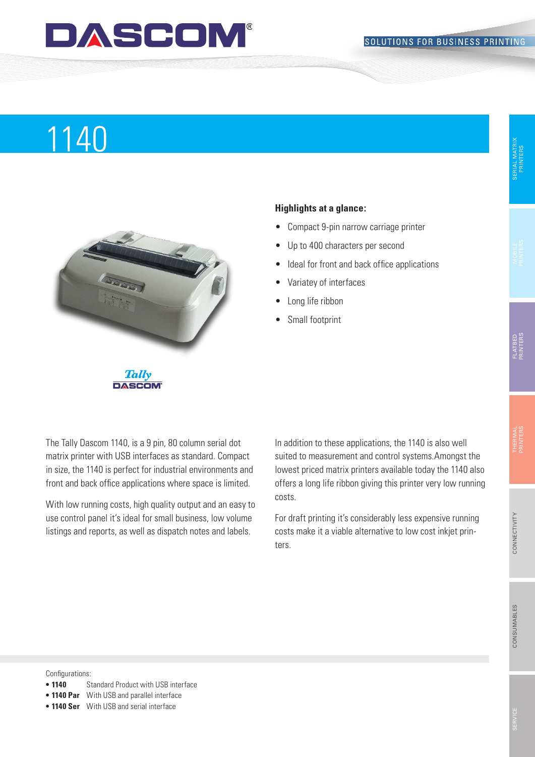# 1140

**Highlights at a glance:**

- Compact 9-pin narrow carriage printer
- Up to 400 characters per second
- Ideal for front and back office applications
- Variatey of interfaces
- Long life ribbon
- Small footprint

The Tally Dascom 1140, is a 9 pin, 80 column serial dot matrix printer with USB interfaces as standard. Compact in size, the 1140 is perfect for industrial environments and front and back office applications where space is limited.

With low running costs, high quality output and an easy to use control panel it's ideal for small business, low volume listings and reports, as well as dispatch notes and labels.

In addition to these applications, the 1140 is also well suited to measurement and control systems.Amongst the lowest priced matrix printers available today the 1140 also offers a long life ribbon giving this printer very low running costs.

For draft printing it's considerably less expensive running costs make it a viable alternative to low cost inkjet printers.

Configurations:

- **1140** Standard Product with USB interface
- **1140 Par** With USB and parallel interface
- **1140 Ser** With USB and serial interface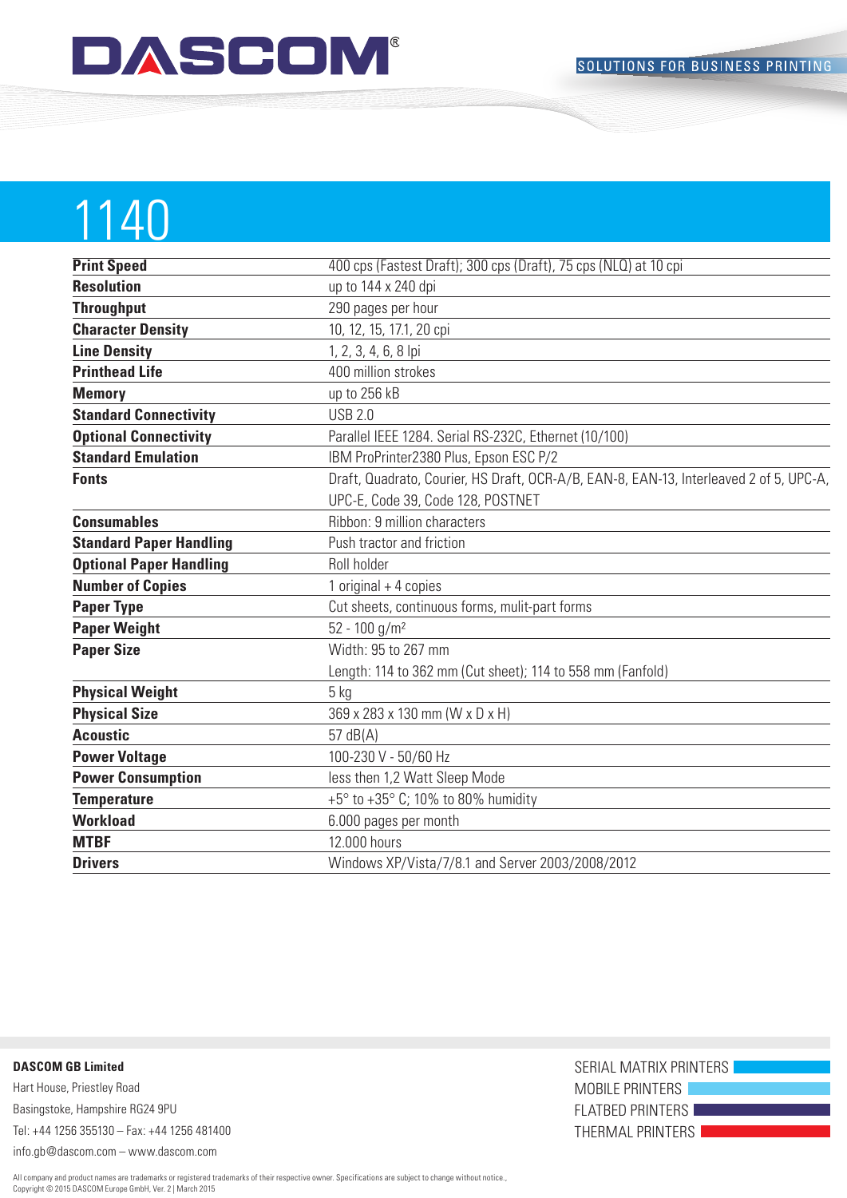DASCOM®

SOLUTIONS FOR BUSINESS PRINTING

# 1140

| | |
|---|---|
| **Print Speed** | 400 cps (Fastest Draft); 300 cps (Draft), 75 cps (NLQ) at 10 cpi |
| **Resolution** | up to 144 x 240 dpi |
| **Throughput** | 290 pages per hour |
| **Character Density** | 10, 12, 15, 17.1, 20 cpi |
| **Line Density** | 1, 2, 3, 4, 6, 8 lpi |
| **Printhead Life** | 400 million strokes |
| **Memory** | up to 256 kB |
| **Standard Connectivity** | USB 2.0 |
| **Optional Connectivity** | Parallel IEEE 1284. Serial RS-232C, Ethernet (10/100) |
| **Standard Emulation** | IBM ProPrinter2380 Plus, Epson ESC P/2 |
| **Fonts** | Draft, Quadrato, Courier, HS Draft, OCR-A/B, EAN-8, EAN-13, Interleaved 2 of 5, UPC-A, UPC-E, Code 39, Code 128, POSTNET |
| **Consumables** | Ribbon: 9 million characters |
| **Standard Paper Handling** | Push tractor and friction |
| **Optional Paper Handling** | Roll holder |
| **Number of Copies** | 1 original + 4 copies |
| **Paper Type** | Cut sheets, continuous forms, mulit-part forms |
| **Paper Weight** | 52 - 100 g/m² |
| **Paper Size** | Width: 95 to 267 mm<br>Length: 114 to 362 mm (Cut sheet); 114 to 558 mm (Fanfold) |
| **Physical Weight** | 5 kg |
| **Physical Size** | 369 x 283 x 130 mm (W x D x H) |
| **Acoustic** | 57 dB(A) |
| **Power Voltage** | 100-230 V - 50/60 Hz |
| **Power Consumption** | less then 1,2 Watt Sleep Mode |
| **Temperature** | +5° to +35° C; 10% to 80% humidity |
| **Workload** | 6.000 pages per month |
| **MTBF** | 12.000 hours |
| **Drivers** | Windows XP/Vista/7/8.1 and Server 2003/2008/2012 |

**DASCOM GB Limited**

Hart House, Priestley Road

Basingstoke, Hampshire RG24 9PU

Tel: +44 1256 355130 – Fax: +44 1256 481400

info.gb@dascom.com – www.dascom.com

SERIAL MATRIX PRINTERS

MOBILE PRINTERS

FLATBED PRINTERS

THERMAL PRINTERS

All company and product names are trademarks or registered trademarks of their respective owner. Specifications are subject to change without notice.,
Copyright © 2015 DASCOM Europe GmbH, Ver. 2 | March 2015